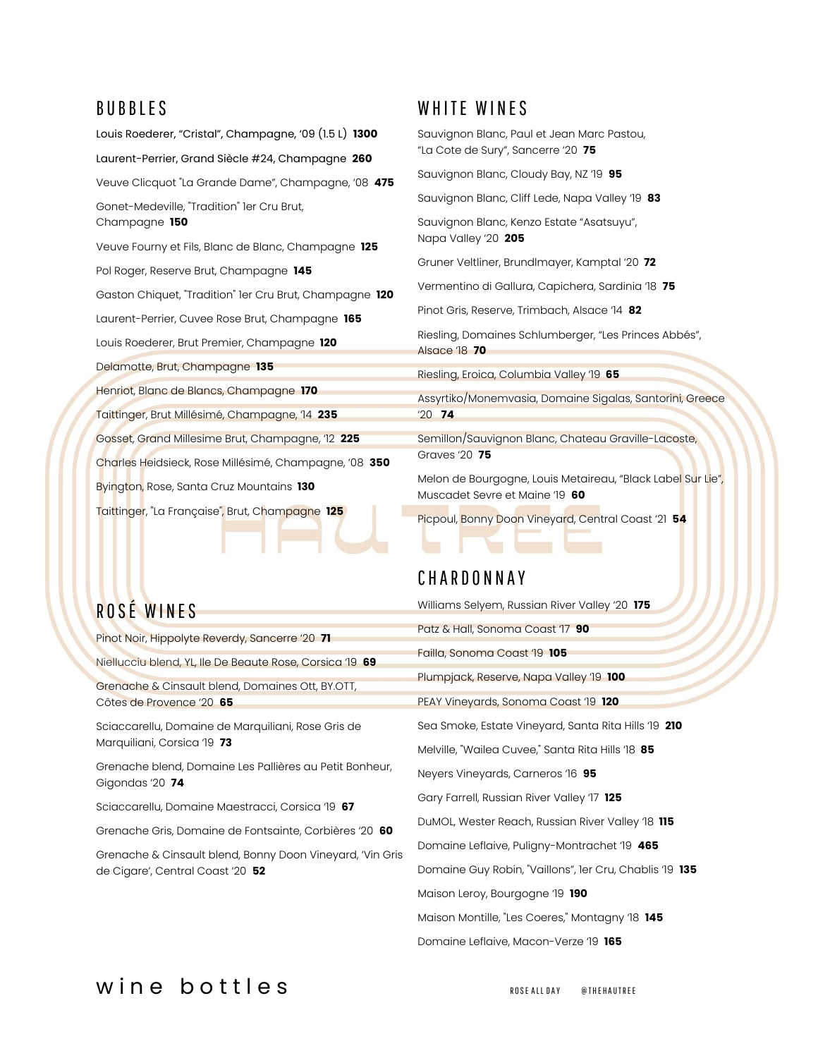## BUBBLES

Louis Roederer, "Cristal", Champagne, '09 (1.5 L) **1300**

Laurent-Perrier, Grand Siècle #24, Champagne **260**

Veuve Clicquot "La Grande Dame", Champagne, '08 **475**

Gonet-Medeville, "Tradition" 1er Cru Brut, Champagne **150**

Veuve Fourny et Fils, Blanc de Blanc, Champagne **125**

Pol Roger, Reserve Brut, Champagne **145**

Gaston Chiquet, "Tradition" 1er Cru Brut, Champagne **120**

Laurent-Perrier, Cuvee Rose Brut, Champagne **165**

Louis Roederer, Brut Premier, Champagne **120**

Delamotte, Brut, Champagne **135**

Henriot, Blanc de Blancs, Champagne **170**

Taittinger, Brut Millésimé, Champagne, '14 **235**

Gosset, Grand Millesime Brut, Champagne, '12 **225**

Charles Heidsieck, Rose Millésimé, Champagne, '08 **350**

Byington, Rose, Santa Cruz Mountains **130**

Taittinger, "La Française", Brut, Champagne **125**

## ROSÉ WINES

Pinot Noir, Hippolyte Reverdy, Sancerre '20 **71**

Niellucciu blend, YL, Ile De Beaute Rose, Corsica '19 **69**

Grenache & Cinsault blend, Domaines Ott, BY.OTT, Côtes de Provence '20 **65**

Sciaccarellu, Domaine de Marquiliani, Rose Gris de Marquiliani, Corsica '19 **73**

Grenache blend, Domaine Les Pallières au Petit Bonheur, Gigondas '20 **74**

Sciaccarellu, Domaine Maestracci, Corsica '19 **67**

Grenache Gris, Domaine de Fontsainte, Corbières '20 **60**

Grenache & Cinsault blend, Bonny Doon Vineyard, 'Vin Gris de Cigare', Central Coast '20 **52**

## WHITE WINES

Sauvignon Blanc, Paul et Jean Marc Pastou, "La Cote de Sury", Sancerre '20 **75**

Sauvignon Blanc, Cloudy Bay, NZ '19 **95**

Sauvignon Blanc, Cliff Lede, Napa Valley '19 **83**

Sauvignon Blanc, Kenzo Estate "Asatsuyu", Napa Valley '20 **205**

Gruner Veltliner, Brundlmayer, Kamptal '20 **72**

Vermentino di Gallura, Capichera, Sardinia '18 **75**

Pinot Gris, Reserve, Trimbach, Alsace '14 **82**

Riesling, Domaines Schlumberger, "Les Princes Abbés", Alsace '18 **70**

Riesling, Eroica, Columbia Valley '19 **65**

Assyrtiko/Monemvasia, Domaine Sigalas, Santorini, Greece '20 **74**

Semillon/Sauvignon Blanc, Chateau Graville-Lacoste, Graves '20 **75**

Melon de Bourgogne, Louis Metaireau, "Black Label Sur Lie", Muscadet Sevre et Maine '19 **60**

Picpoul, Bonny Doon Vineyard, Central Coast '21 **54**

## CHARDONNAY

Williams Selyem, Russian River Valley '20 **175**

Patz & Hall, Sonoma Coast '17 **90**

Failla, Sonoma Coast '19 **105**

Plumpjack, Reserve, Napa Valley '19 **100**

PEAY Vineyards, Sonoma Coast '19 **120**

Sea Smoke, Estate Vineyard, Santa Rita Hills '19 **210**

Melville, "Wailea Cuvee," Santa Rita Hills '18 **85**

Neyers Vineyards, Carneros '16 **95**

Gary Farrell, Russian River Valley '17 **125**

DuMOL, Wester Reach, Russian River Valley '18 **115**

Domaine Leflaive, Puligny-Montrachet '19 **465**

Domaine Guy Robin, "Vaillons", 1er Cru, Chablis '19 **135**

Maison Leroy, Bourgogne '19 **190**

Maison Montille, "Les Coeres," Montagny '18 **145**

Domaine Leflaive, Macon-Verze '19 **165**

wine bottles

ROSE ALL DAY @THEHAUTREE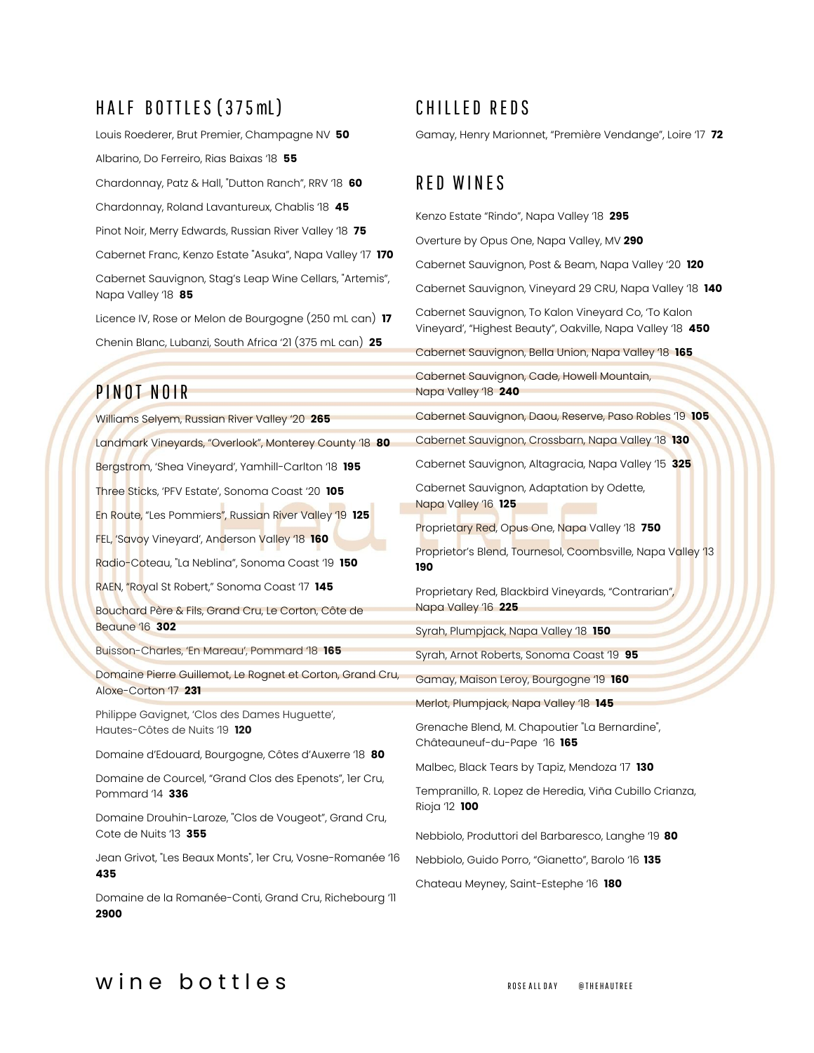## HALF BOTTLES (375mL)

Louis Roederer, Brut Premier, Champagne NV **50**

Albarino, Do Ferreiro, Rias Baixas '18 **55**

Chardonnay, Patz & Hall, "Dutton Ranch", RRV '18 **60**

Chardonnay, Roland Lavantureux, Chablis '18 **45**

Pinot Noir, Merry Edwards, Russian River Valley '18 **75**

Cabernet Franc, Kenzo Estate "Asuka", Napa Valley '17 **170**

Cabernet Sauvignon, Stag's Leap Wine Cellars, "Artemis", Napa Valley '18 **85**

Licence IV, Rose or Melon de Bourgogne (250 mL can) **17**

Chenin Blanc, Lubanzi, South Africa '21 (375 mL can) **25**

## PINOT NOIR

Williams Selyem, Russian River Valley '20 **265**

Landmark Vineyards, "Overlook", Monterey County '18 **80**

Bergstrom, 'Shea Vineyard', Yamhill-Carlton '18 **195**

Three Sticks, 'PFV Estate', Sonoma Coast '20 **105**

En Route, "Les Pommiers", Russian River Valley '19 **125**

FEL, 'Savoy Vineyard', Anderson Valley '18 **160**

Radio-Coteau, "La Neblina", Sonoma Coast '19 **150**

RAEN, "Royal St Robert," Sonoma Coast '17 **145**

Bouchard Père & Fils, Grand Cru, Le Corton, Côte de Beaune '16 **302**

Buisson-Charles, 'En Mareau', Pommard '18 **165**

Domaine Pierre Guillemot, Le Rognet et Corton, Grand Cru, Aloxe-Corton '17 **231**

Philippe Gavignet, 'Clos des Dames Huguette', Hautes-Côtes de Nuits '19 **120**

Domaine d'Edouard, Bourgogne, Côtes d'Auxerre '18 **80**

Domaine de Courcel, "Grand Clos des Epenots", 1er Cru, Pommard '14 **336**

Domaine Drouhin-Laroze, "Clos de Vougeot", Grand Cru, Cote de Nuits '13 **355**

Jean Grivot, "Les Beaux Monts", 1er Cru, Vosne-Romanée '16 **435**

Domaine de la Romanée-Conti, Grand Cru, Richebourg '11 **2900**

## CHILLED REDS

Gamay, Henry Marionnet, "Première Vendange", Loire '17 **72**

## RED WINES

Kenzo Estate "Rindo", Napa Valley '18 **295**

Overture by Opus One, Napa Valley, MV **290**

Cabernet Sauvignon, Post & Beam, Napa Valley '20 **120**

Cabernet Sauvignon, Vineyard 29 CRU, Napa Valley '18 **140**

Cabernet Sauvignon, To Kalon Vineyard Co, 'To Kalon Vineyard', "Highest Beauty", Oakville, Napa Valley '18 **450**

Cabernet Sauvignon, Bella Union, Napa Valley '18 **165**

Cabernet Sauvignon, Cade, Howell Mountain, Napa Valley '18 **240**

Cabernet Sauvignon, Daou, Reserve, Paso Robles '19 **105**

Cabernet Sauvignon, Crossbarn, Napa Valley '18 **130**

Cabernet Sauvignon, Altagracia, Napa Valley '15 **325**

Cabernet Sauvignon, Adaptation by Odette, Napa Valley '16 **125**

Proprietary Red, Opus One, Napa Valley '18 **750**

Proprietor's Blend, Tournesol, Coombsville, Napa Valley '13 **190**

Proprietary Red, Blackbird Vineyards, "Contrarian", Napa Valley '16 **225**

Syrah, Plumpjack, Napa Valley '18 **150**

Syrah, Arnot Roberts, Sonoma Coast '19 **95**

Gamay, Maison Leroy, Bourgogne '19 **160**

Merlot, Plumpjack, Napa Valley '18 **145**

Grenache Blend, M. Chapoutier "La Bernardine", Châteauneuf-du-Pape '16 **165**

Malbec, Black Tears by Tapiz, Mendoza '17 **130**

Tempranillo, R. Lopez de Heredia, Viña Cubillo Crianza, Rioja '12 **100**

Nebbiolo, Produttori del Barbaresco, Langhe '19 **80**

Nebbiolo, Guido Porro, "Gianetto", Barolo '16 **135**

Chateau Meyney, Saint-Estephe '16 **180**

wine bottles

ROSE ALL DAY @THEHAUTREE